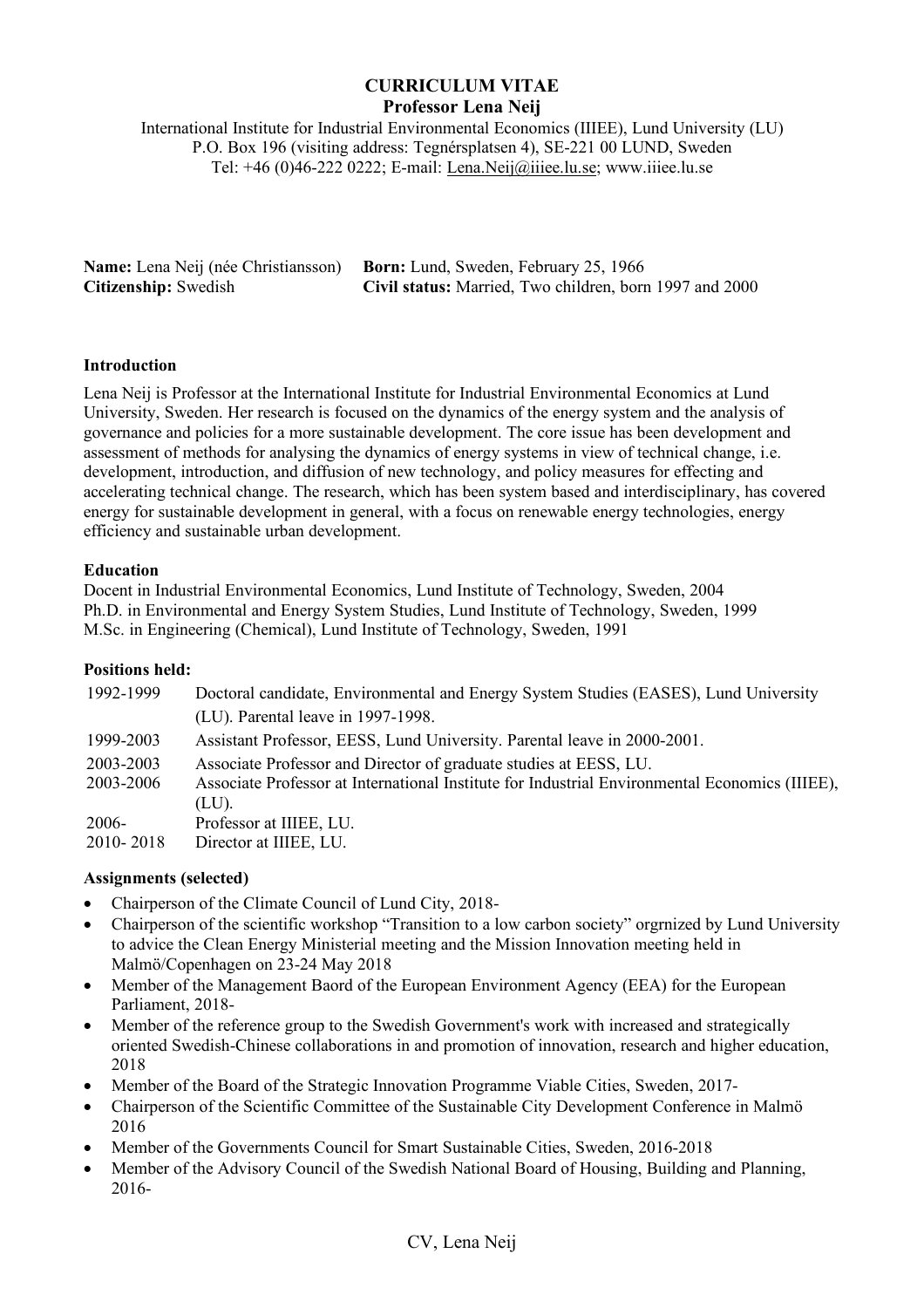# CURRICULUM VITAE

## Professor Lena Neij

International Institute for Industrial Environmental Economics (IIIEE), Lund University (LU)
P.O. Box 196 (visiting address: Tegnérsplatsen 4), SE-221 00 LUND, Sweden
Tel: +46 (0)46-222 0222; E-mail: Lena.Neij@iiiee.lu.se; www.iiiee.lu.se

**Name:** Lena Neij (née Christiansson) **Born:** Lund, Sweden, February 25, 1966
**Citizenship:** Swedish **Civil status:** Married, Two children, born 1997 and 2000

### Introduction

Lena Neij is Professor at the International Institute for Industrial Environmental Economics at Lund University, Sweden. Her research is focused on the dynamics of the energy system and the analysis of governance and policies for a more sustainable development. The core issue has been development and assessment of methods for analysing the dynamics of energy systems in view of technical change, i.e. development, introduction, and diffusion of new technology, and policy measures for effecting and accelerating technical change. The research, which has been system based and interdisciplinary, has covered energy for sustainable development in general, with a focus on renewable energy technologies, energy efficiency and sustainable urban development.

### Education

Docent in Industrial Environmental Economics, Lund Institute of Technology, Sweden, 2004
Ph.D. in Environmental and Energy System Studies, Lund Institute of Technology, Sweden, 1999
M.Sc. in Engineering (Chemical), Lund Institute of Technology, Sweden, 1991

### Positions held:

| | |
|---|---|
| 1992-1999 | Doctoral candidate, Environmental and Energy System Studies (EASES), Lund University (LU). Parental leave in 1997-1998. |
| 1999-2003 | Assistant Professor, EESS, Lund University. Parental leave in 2000-2001. |
| 2003-2003 | Associate Professor and Director of graduate studies at EESS, LU. |
| 2003-2006 | Associate Professor at International Institute for Industrial Environmental Economics (IIIEE), (LU). |
| 2006- | Professor at IIIEE, LU. |
| 2010- 2018 | Director at IIIEE, LU. |

### Assignments (selected)

- Chairperson of the Climate Council of Lund City, 2018-
- Chairperson of the scientific workshop "Transition to a low carbon society" orgrnized by Lund University to advice the Clean Energy Ministerial meeting and the Mission Innovation meeting held in Malmö/Copenhagen on 23-24 May 2018
- Member of the Management Baord of the European Environment Agency (EEA) for the European Parliament, 2018-
- Member of the reference group to the Swedish Government's work with increased and strategically oriented Swedish-Chinese collaborations in and promotion of innovation, research and higher education, 2018
- Member of the Board of the Strategic Innovation Programme Viable Cities, Sweden, 2017-
- Chairperson of the Scientific Committee of the Sustainable City Development Conference in Malmö 2016
- Member of the Governments Council for Smart Sustainable Cities, Sweden, 2016-2018
- Member of the Advisory Council of the Swedish National Board of Housing, Building and Planning, 2016-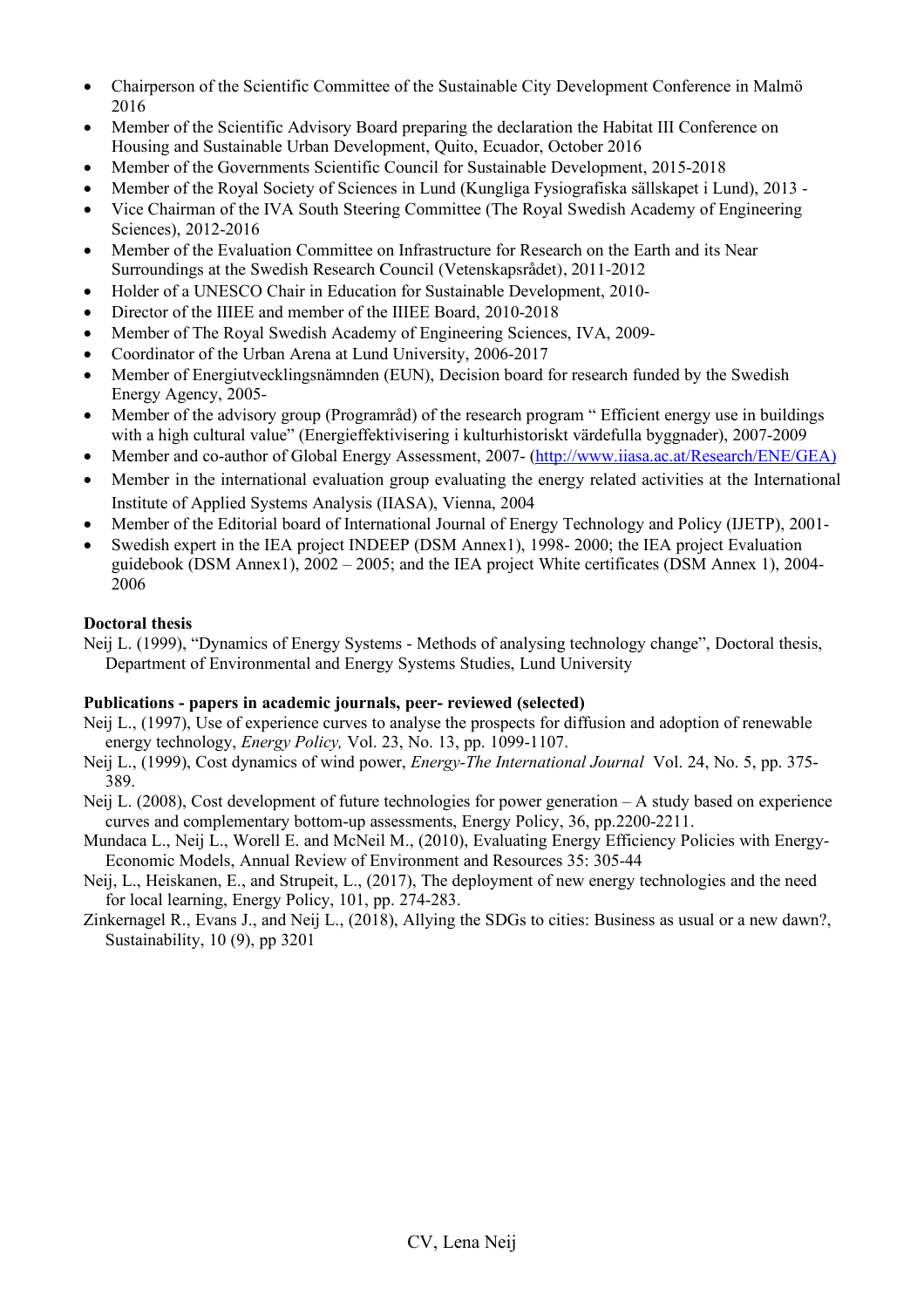- Chairperson of the Scientific Committee of the Sustainable City Development Conference in Malmö 2016
- Member of the Scientific Advisory Board preparing the declaration the Habitat III Conference on Housing and Sustainable Urban Development, Quito, Ecuador, October 2016
- Member of the Governments Scientific Council for Sustainable Development, 2015-2018
- Member of the Royal Society of Sciences in Lund (Kungliga Fysiografiska sällskapet i Lund), 2013 -
- Vice Chairman of the IVA South Steering Committee (The Royal Swedish Academy of Engineering Sciences), 2012-2016
- Member of the Evaluation Committee on Infrastructure for Research on the Earth and its Near Surroundings at the Swedish Research Council (Vetenskapsrådet), 2011-2012
- Holder of a UNESCO Chair in Education for Sustainable Development, 2010-
- Director of the IIIEE and member of the IIIEE Board, 2010-2018
- Member of The Royal Swedish Academy of Engineering Sciences, IVA, 2009-
- Coordinator of the Urban Arena at Lund University, 2006-2017
- Member of Energiutvecklingsnämnden (EUN), Decision board for research funded by the Swedish Energy Agency, 2005-
- Member of the advisory group (Programråd) of the research program " Efficient energy use in buildings with a high cultural value" (Energieffektivisering i kulturhistoriskt värdefulla byggnader), 2007-2009
- Member and co-author of Global Energy Assessment, 2007- (http://www.iiasa.ac.at/Research/ENE/GEA)
- Member in the international evaluation group evaluating the energy related activities at the International Institute of Applied Systems Analysis (IIASA), Vienna, 2004
- Member of the Editorial board of International Journal of Energy Technology and Policy (IJETP), 2001-
- Swedish expert in the IEA project INDEEP (DSM Annex1), 1998- 2000; the IEA project Evaluation guidebook (DSM Annex1), 2002 – 2005; and the IEA project White certificates (DSM Annex 1), 2004-2006

**Doctoral thesis**

Neij L. (1999), "Dynamics of Energy Systems - Methods of analysing technology change", Doctoral thesis, Department of Environmental and Energy Systems Studies, Lund University

**Publications - papers in academic journals, peer- reviewed (selected)**

Neij L., (1997), Use of experience curves to analyse the prospects for diffusion and adoption of renewable energy technology, *Energy Policy,* Vol. 23, No. 13, pp. 1099-1107.

Neij L., (1999), Cost dynamics of wind power, *Energy-The International Journal* Vol. 24, No. 5, pp. 375-389.

Neij L. (2008), Cost development of future technologies for power generation – A study based on experience curves and complementary bottom-up assessments, Energy Policy, 36, pp.2200-2211.

Mundaca L., Neij L., Worell E. and McNeil M., (2010), Evaluating Energy Efficiency Policies with Energy-Economic Models, Annual Review of Environment and Resources 35: 305-44

Neij, L., Heiskanen, E., and Strupeit, L., (2017), The deployment of new energy technologies and the need for local learning, Energy Policy, 101, pp. 274-283.

Zinkernagel R., Evans J., and Neij L., (2018), Allying the SDGs to cities: Business as usual or a new dawn?, Sustainability, 10 (9), pp 3201